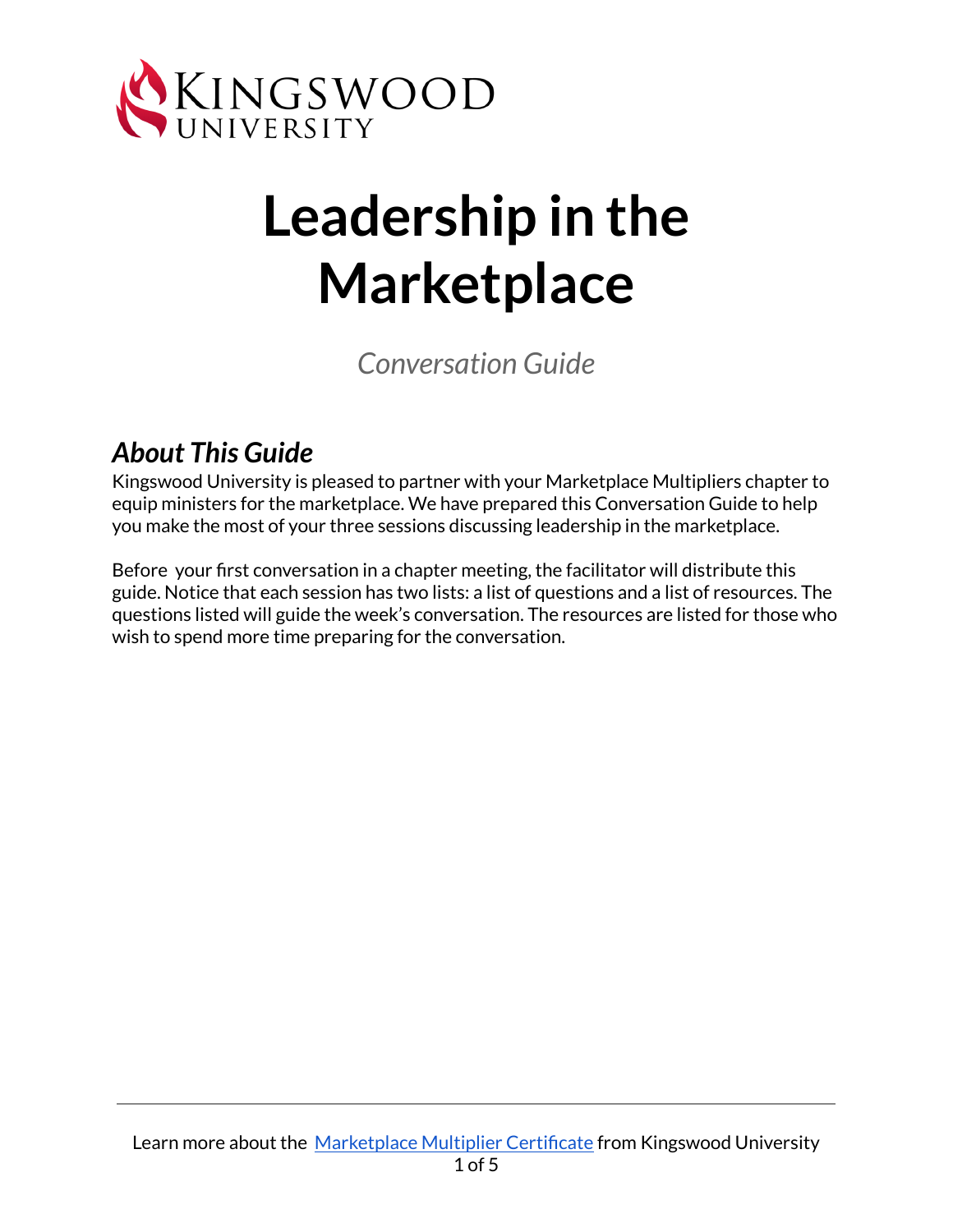# Leadership in the Marketplace

*Conversation Guide*

## *About This Guide*

Kingswood University is pleased to partner with your Marketplace Multipliers chapter to equip ministers for the marketplace. We have prepared this Conversation Guide to help you make the most of your three sessions discussing leadership in the marketplace.

Before your first conversation in a chapter meeting, the facilitator will distribute this guide. Notice that each session has two lists: a list of questions and a list of resources. The questions listed will guide the week's conversation. The resources are listed for those who wish to spend more time preparing for the conversation.

Learn more about the Marketplace Multiplier Certificate from Kingswood University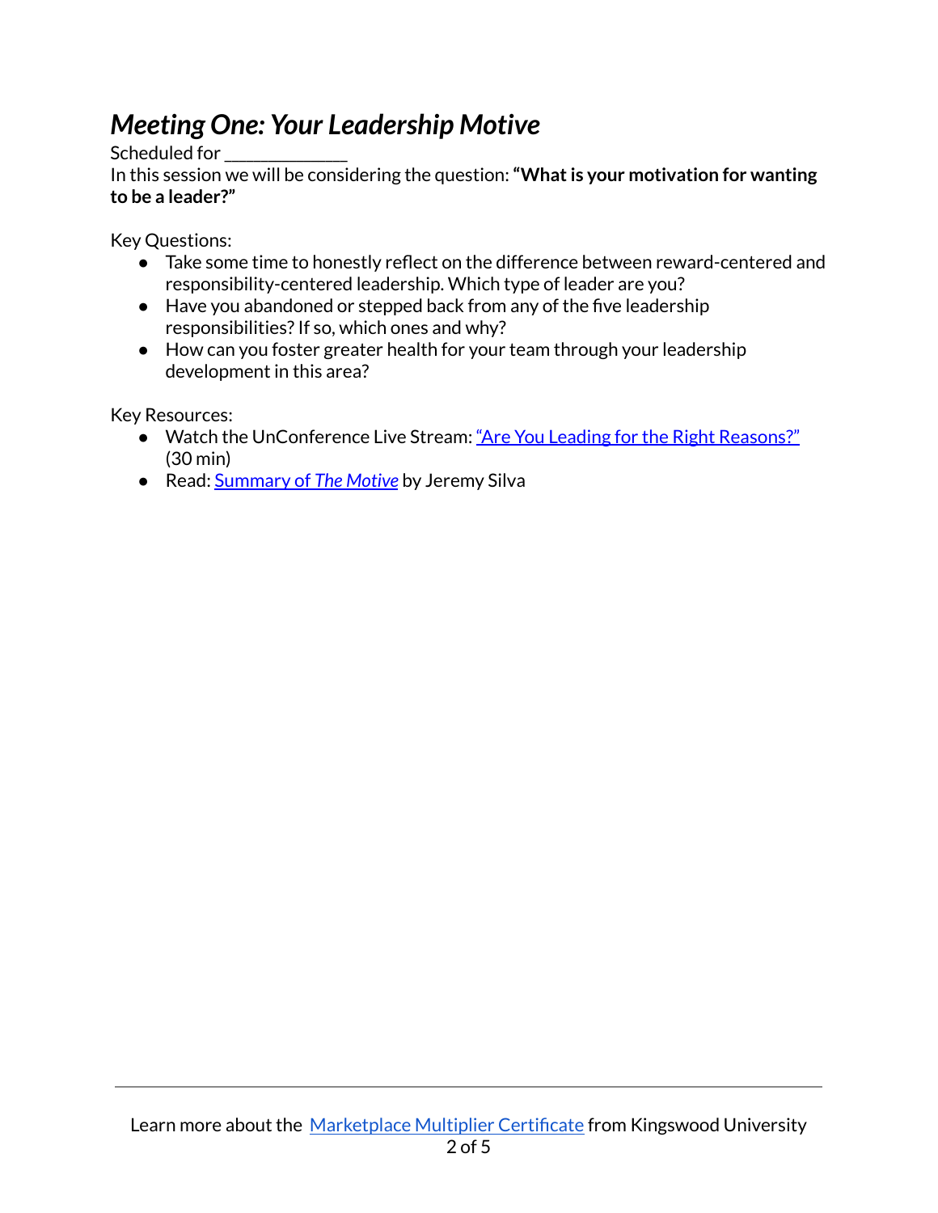## *Meeting One: Your Leadership Motive*

Scheduled for _____________

In this session we will be considering the question: **"What is your motivation for wanting to be a leader?"**

Key Questions:

- Take some time to honestly reflect on the difference between reward-centered and responsibility-centered leadership. Which type of leader are you?
- Have you abandoned or stepped back from any of the five leadership responsibilities? If so, which ones and why?
- How can you foster greater health for your team through your leadership development in this area?

Key Resources:

- Watch the UnConference Live Stream: "Are You Leading for the Right Reasons?" (30 min)
- Read: Summary of *The Motive* by Jeremy Silva

Learn more about the Marketplace Multiplier Certificate from Kingswood University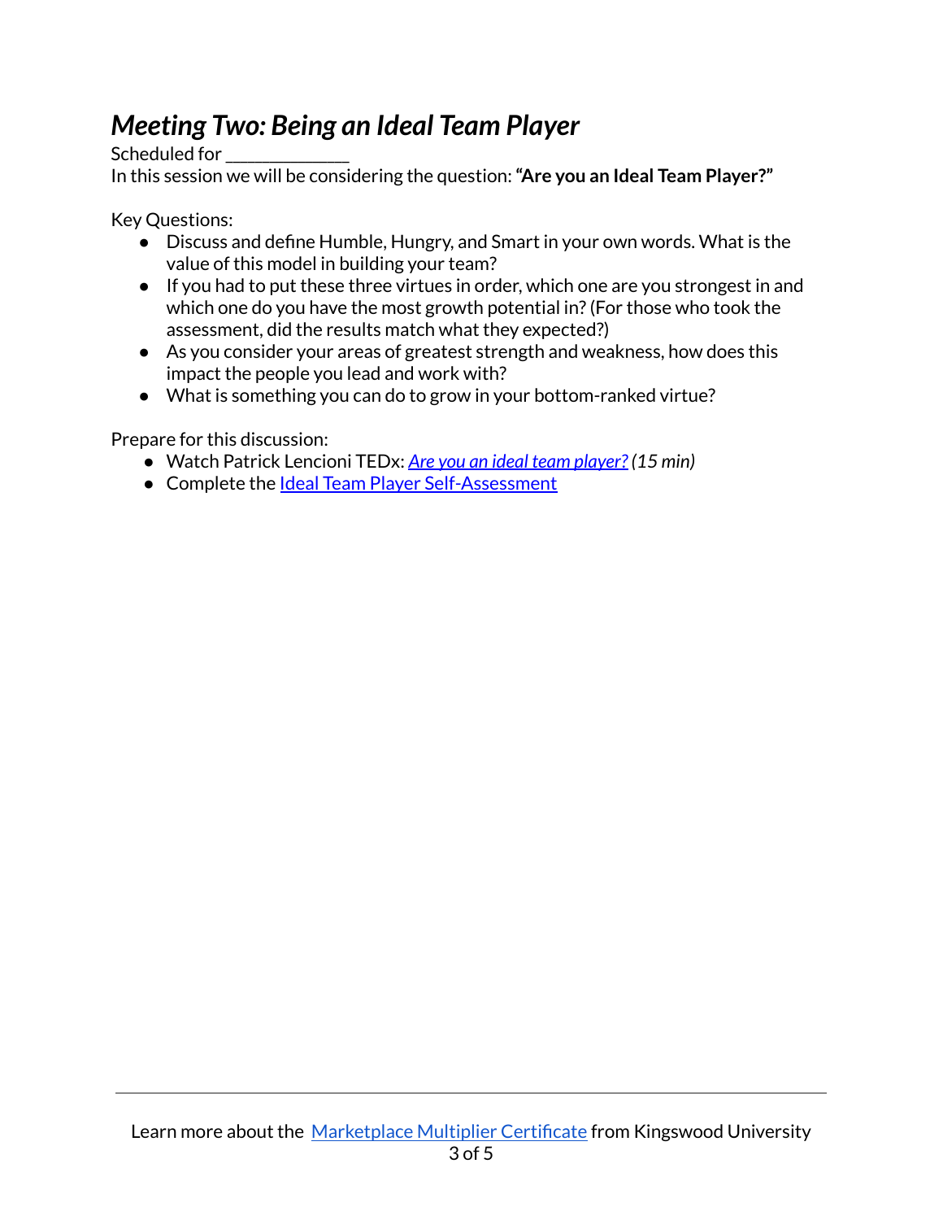## *Meeting Two: Being an Ideal Team Player*

Scheduled for _____________

In this session we will be considering the question: **"Are you an Ideal Team Player?"**

Key Questions:

- Discuss and define Humble, Hungry, and Smart in your own words. What is the value of this model in building your team?
- If you had to put these three virtues in order, which one are you strongest in and which one do you have the most growth potential in? (For those who took the assessment, did the results match what they expected?)
- As you consider your areas of greatest strength and weakness, how does this impact the people you lead and work with?
- What is something you can do to grow in your bottom-ranked virtue?

Prepare for this discussion:

- Watch Patrick Lencioni TEDx: *Are you an ideal team player? (15 min)*
- Complete the Ideal Team Player Self-Assessment

Learn more about the Marketplace Multiplier Certificate from Kingswood University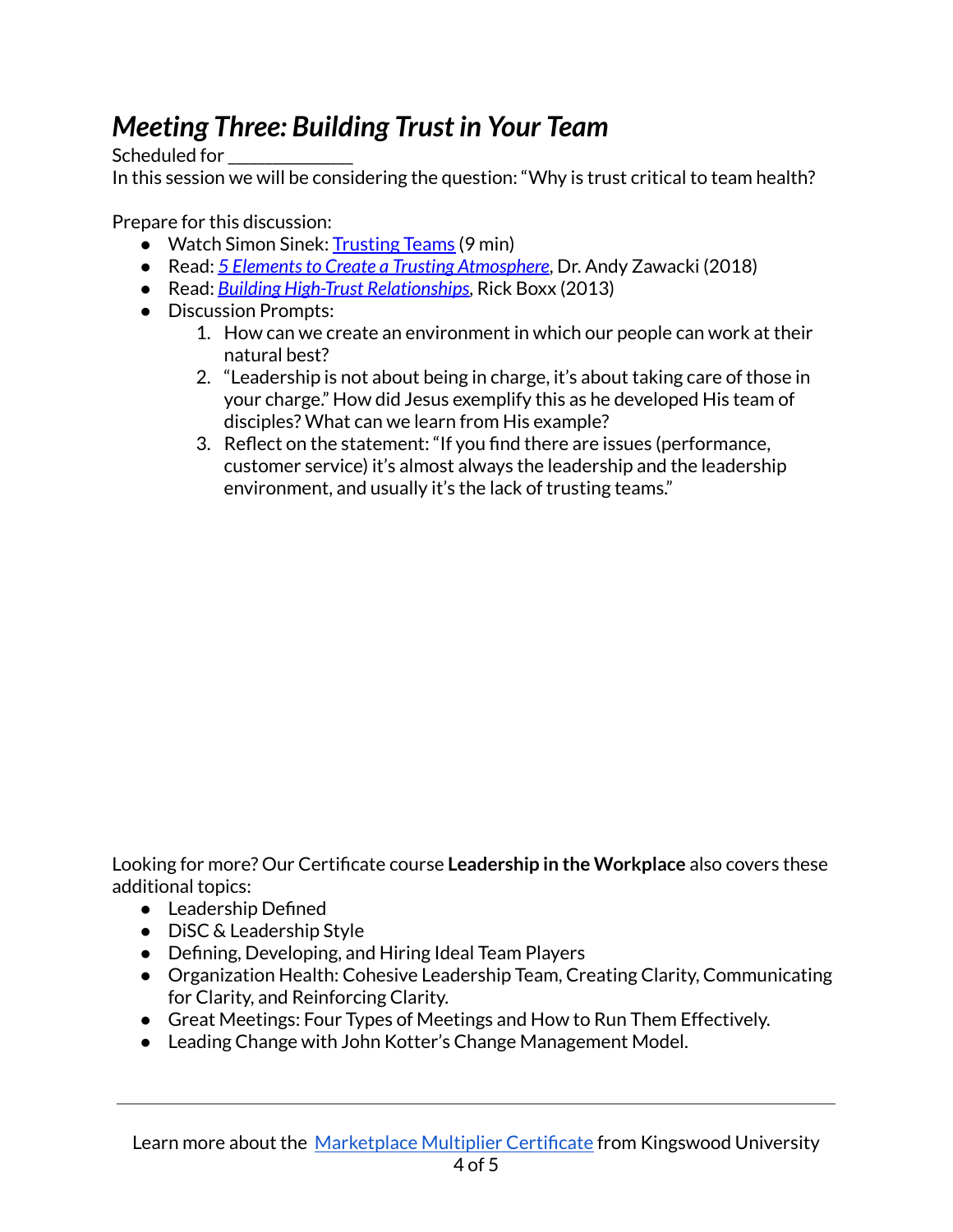## *Meeting Three: Building Trust in Your Team*

Scheduled for _____________

In this session we will be considering the question: "Why is trust critical to team health?

Prepare for this discussion:

- Watch Simon Sinek: Trusting Teams (9 min)
- Read: *5 Elements to Create a Trusting Atmosphere*, Dr. Andy Zawacki (2018)
- Read: *Building High-Trust Relationships*, Rick Boxx (2013)
- Discussion Prompts:
    1. How can we create an environment in which our people can work at their natural best?
    2. "Leadership is not about being in charge, it's about taking care of those in your charge." How did Jesus exemplify this as he developed His team of disciples? What can we learn from His example?
    3. Reflect on the statement: "If you find there are issues (performance, customer service) it's almost always the leadership and the leadership environment, and usually it's the lack of trusting teams."

Looking for more? Our Certificate course **Leadership in the Workplace** also covers these additional topics:

- Leadership Defined
- DiSC & Leadership Style
- Defining, Developing, and Hiring Ideal Team Players
- Organization Health: Cohesive Leadership Team, Creating Clarity, Communicating for Clarity, and Reinforcing Clarity.
- Great Meetings: Four Types of Meetings and How to Run Them Effectively.
- Leading Change with John Kotter's Change Management Model.

---

Learn more about the Marketplace Multiplier Certificate from Kingswood University